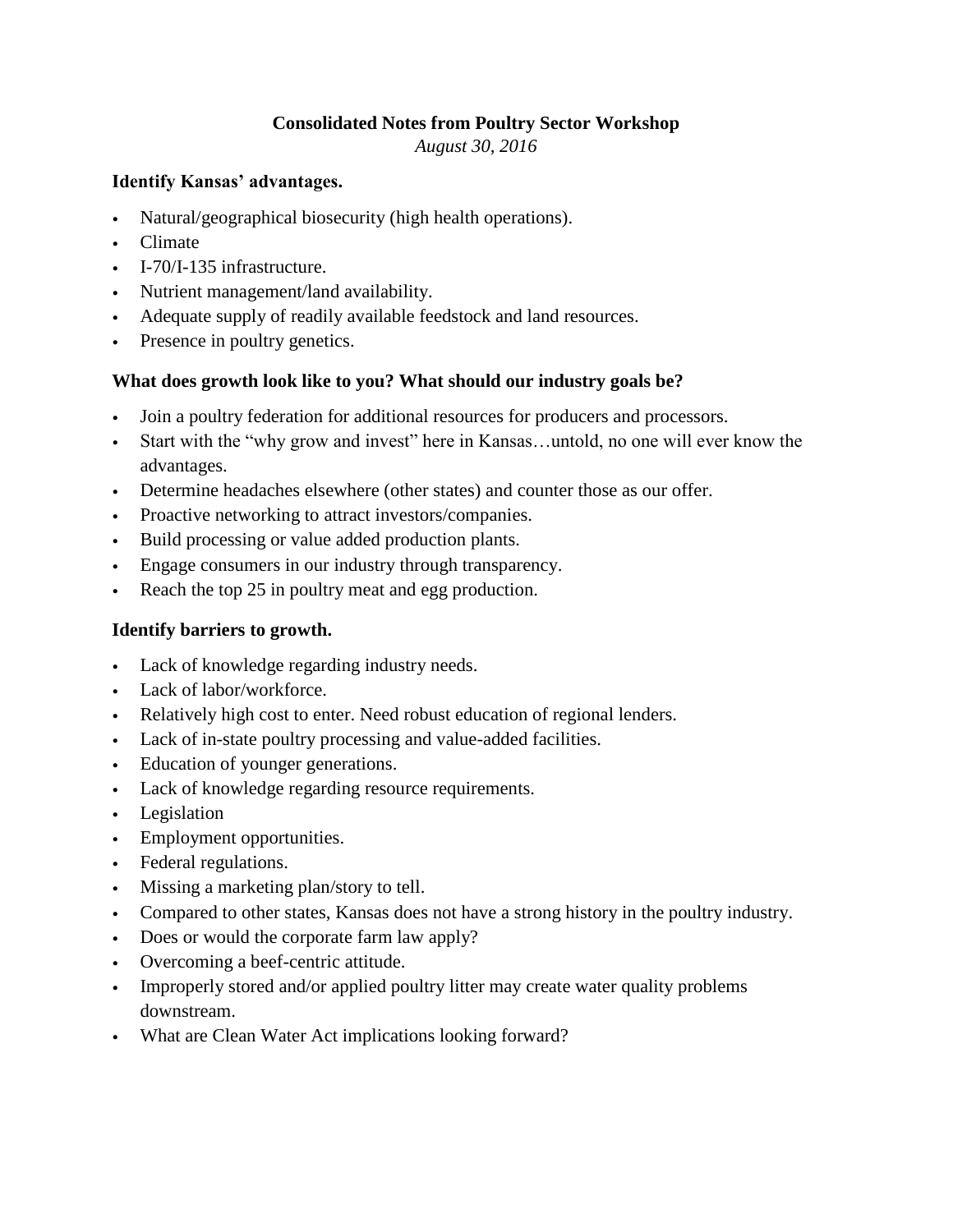# Consolidated Notes from Poultry Sector Workshop

*August 30, 2016*

### Identify Kansas' advantages.

- Natural/geographical biosecurity (high health operations).
- Climate
- I-70/I-135 infrastructure.
- Nutrient management/land availability.
- Adequate supply of readily available feedstock and land resources.
- Presence in poultry genetics.

### What does growth look like to you? What should our industry goals be?

- Join a poultry federation for additional resources for producers and processors.
- Start with the "why grow and invest" here in Kansas…untold, no one will ever know the advantages.
- Determine headaches elsewhere (other states) and counter those as our offer.
- Proactive networking to attract investors/companies.
- Build processing or value added production plants.
- Engage consumers in our industry through transparency.
- Reach the top 25 in poultry meat and egg production.

### Identify barriers to growth.

- Lack of knowledge regarding industry needs.
- Lack of labor/workforce.
- Relatively high cost to enter. Need robust education of regional lenders.
- Lack of in-state poultry processing and value-added facilities.
- Education of younger generations.
- Lack of knowledge regarding resource requirements.
- Legislation
- Employment opportunities.
- Federal regulations.
- Missing a marketing plan/story to tell.
- Compared to other states, Kansas does not have a strong history in the poultry industry.
- Does or would the corporate farm law apply?
- Overcoming a beef-centric attitude.
- Improperly stored and/or applied poultry litter may create water quality problems downstream.
- What are Clean Water Act implications looking forward?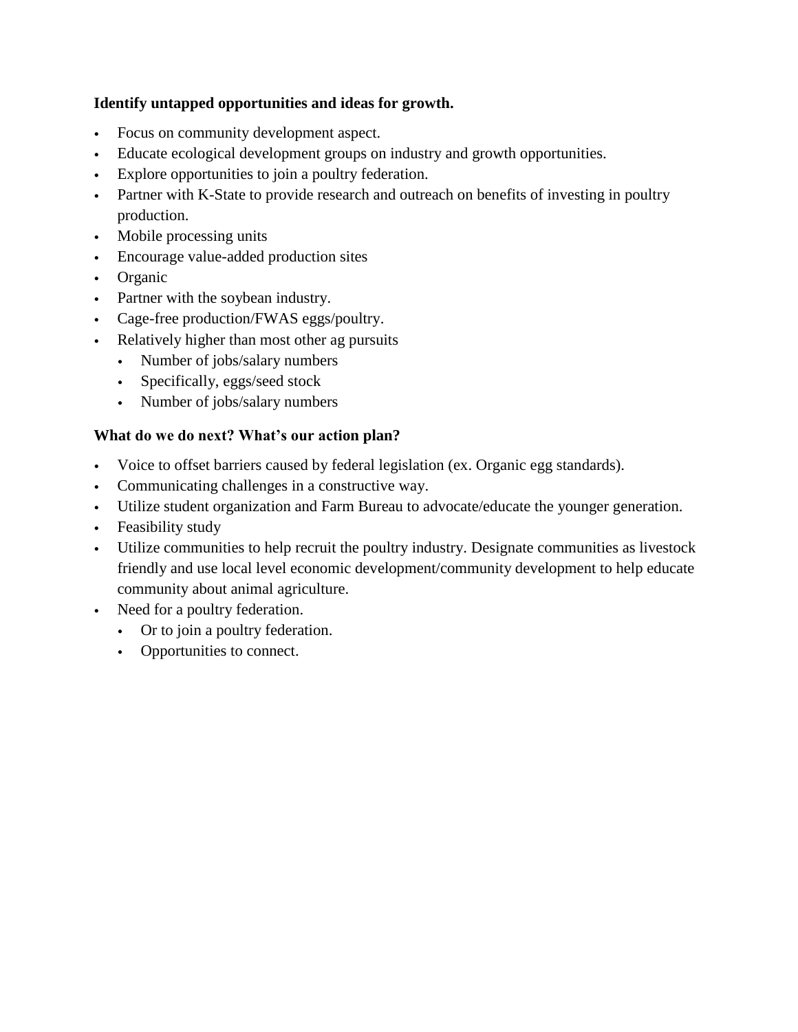**Identify untapped opportunities and ideas for growth.**

- Focus on community development aspect.
- Educate ecological development groups on industry and growth opportunities.
- Explore opportunities to join a poultry federation.
- Partner with K-State to provide research and outreach on benefits of investing in poultry production.
- Mobile processing units
- Encourage value-added production sites
- Organic
- Partner with the soybean industry.
- Cage-free production/FWAS eggs/poultry.
- Relatively higher than most other ag pursuits
  - Number of jobs/salary numbers
  - Specifically, eggs/seed stock
  - Number of jobs/salary numbers

**What do we do next? What's our action plan?**

- Voice to offset barriers caused by federal legislation (ex. Organic egg standards).
- Communicating challenges in a constructive way.
- Utilize student organization and Farm Bureau to advocate/educate the younger generation.
- Feasibility study
- Utilize communities to help recruit the poultry industry. Designate communities as livestock friendly and use local level economic development/community development to help educate community about animal agriculture.
- Need for a poultry federation.
  - Or to join a poultry federation.
  - Opportunities to connect.